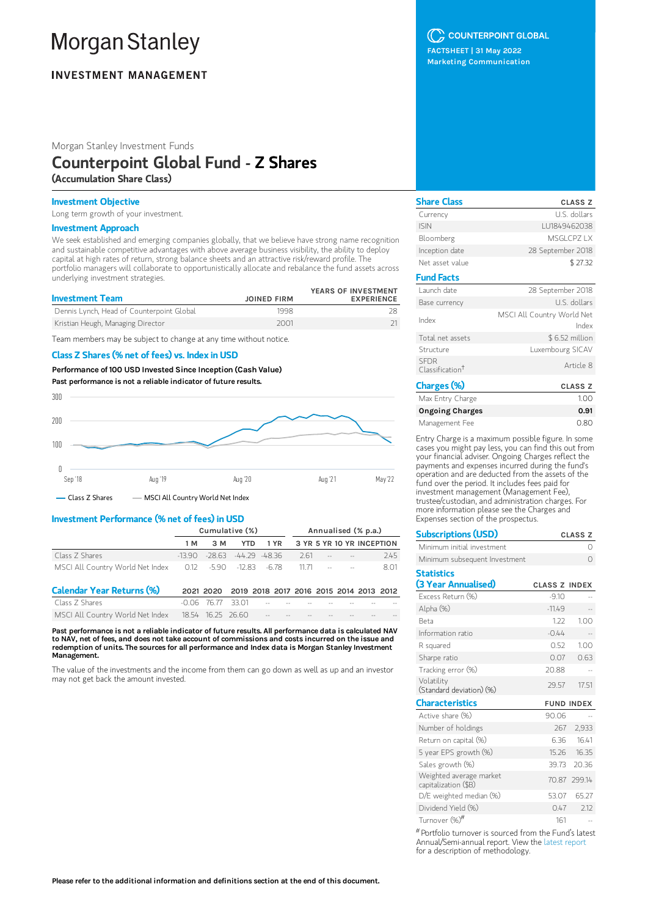# Morgan Stanley

**INVESTMENT MANAGEMENT**

COUNTERPOINT GLOBAL

FACTSHEET | 31 May 2022

Marketing Communication

Morgan Stanley Investment Funds

# Counterpoint Global Fund - Z Shares

**(Accumulation Share Class)**

## Investment Objective

Long term growth of your investment.

## Investment Approach

We seek established and emerging companies globally, that we believe have strong name recognition and sustainable competitive advantages with above average business visibility, the ability to deploy capital at high rates of return, strong balance sheets and an attractive risk/reward profile. The portfolio managers will collaborate to opportunistically allocate and rebalance the fund assets across underlying investment strategies.

| Investment Team | JOINED FIRM | YEARS OF INVESTMENT EXPERIENCE |
|---|---|---|
| Dennis Lynch, Head of Counterpoint Global | 1998 | 28 |
| Kristian Heugh, Managing Director | 2001 | 21 |

Team members may be subject to change at any time without notice.

## Class Z Shares (% net of fees) vs. Index in USD

**Performance of 100 USD Invested Since Inception (Cash Value)**

**Past performance is not a reliable indicator of future results.**

— Class Z Shares — MSCI All Country World Net Index

## Investment Performance (% net of fees) in USD

| | Cumulative (%) | | | | Annualised (% p.a.) | | | |
|---|---|---|---|---|---|---|---|---|
| | 1 M | 3 M | YTD | 1 YR | 3 YR | 5 YR | 10 YR | INCEPTION |
| Class Z Shares | -13.90 | -28.63 | -44.29 | -48.36 | 2.61 | -- | -- | 2.45 |
| MSCI All Country World Net Index | 0.12 | -5.90 | -12.83 | -6.78 | 11.71 | -- | -- | 8.01 |

## Calendar Year Returns (%)

| | 2021 | 2020 | 2019 | 2018 | 2017 | 2016 | 2015 | 2014 | 2013 | 2012 |
|---|---|---|---|---|---|---|---|---|---|---|
| Class Z Shares | -0.06 | 76.77 | 33.01 | -- | -- | -- | -- | -- | -- | -- |
| MSCI All Country World Net Index | 18.54 | 16.25 | 26.60 | -- | -- | -- | -- | -- | -- | -- |

**Past performance is not a reliable indicator of future results. All performance data is calculated NAV to NAV, net of fees, and does not take account of commissions and costs incurred on the issue and redemption of units. The sources for all performance and Index data is Morgan Stanley Investment Management.**

The value of the investments and the income from them can go down as well as up and an investor may not get back the amount invested.

## Share Class

| Share Class | CLASS Z |
|---|---|
| Currency | U.S. dollars |
| ISIN | LU1849462038 |
| Bloomberg | MSGLCPZ LX |
| Inception date | 28 September 2018 |
| Net asset value | $ 27.32 |

## Fund Facts

| | |
|---|---|
| Launch date | 28 September 2018 |
| Base currency | U.S. dollars |
| Index | MSCI All Country World Net Index |
| Total net assets | $ 6.52 million |
| Structure | Luxembourg SICAV |
| SFDR Classification† | Article 8 |

## Charges (%)

| Charges (%) | CLASS Z |
|---|---|
| Max Entry Charge | 1.00 |
| **Ongoing Charges** | **0.91** |
| Management Fee | 0.80 |

Entry Charge is a maximum possible figure. In some cases you might pay less, you can find this out from your financial adviser. Ongoing Charges reflect the payments and expenses incurred during the fund's operation and are deducted from the assets of the fund over the period. It includes fees paid for investment management (Management Fee), trustee/custodian, and administration charges. For more information please see the Charges and Expenses section of the prospectus.

## Subscriptions (USD)

| Subscriptions (USD) | CLASS Z |
|---|---|
| Minimum initial investment | 0 |
| Minimum subsequent Investment | 0 |

## Statistics (3 Year Annualised)

| | CLASS Z | INDEX |
|---|---|---|
| Excess Return (%) | -9.10 | -- |
| Alpha (%) | -11.49 | -- |
| Beta | 1.22 | 1.00 |
| Information ratio | -0.44 | -- |
| R squared | 0.52 | 1.00 |
| Sharpe ratio | 0.07 | 0.63 |
| Tracking error (%) | 20.88 | -- |
| Volatility (Standard deviation) (%) | 29.57 | 17.51 |

## Characteristics

| | FUND | INDEX |
|---|---|---|
| Active share (%) | 90.06 | -- |
| Number of holdings | 267 | 2,933 |
| Return on capital (%) | 6.36 | 16.41 |
| 5 year EPS growth (%) | 15.26 | 16.35 |
| Sales growth (%) | 39.73 | 20.36 |
| Weighted average market capitalization ($B) | 70.87 | 299.14 |
| D/E weighted median (%) | 53.07 | 65.27 |
| Dividend Yield (%) | 0.47 | 2.12 |
| Turnover (%)# | 161 | -- |

# Portfolio turnover is sourced from the Fund's latest Annual/Semi-annual report. View the latest report for a description of methodology.

**Please refer to the additional information and definitions section at the end of this document.**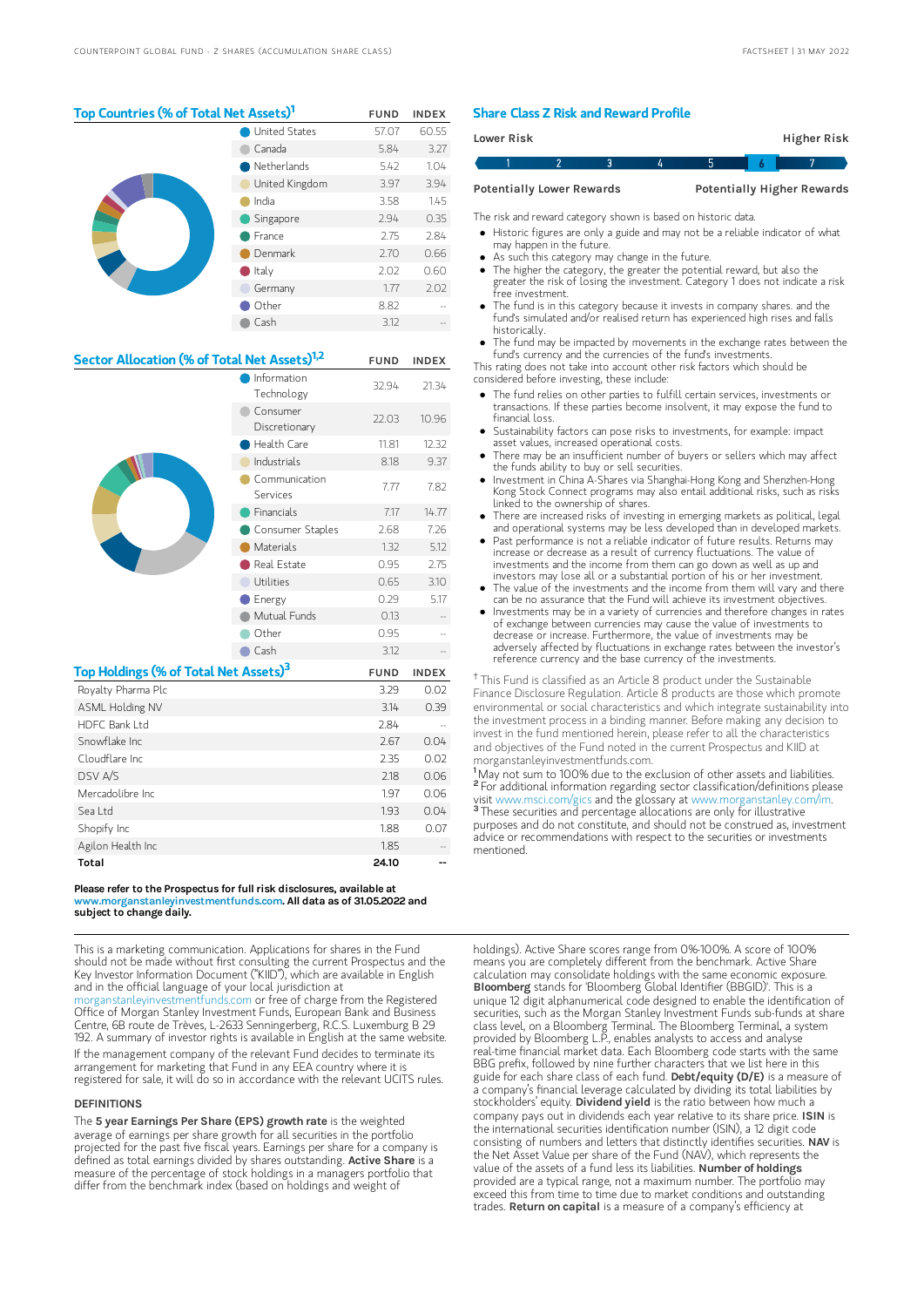## Top Countries (% of Total Net Assets)[1]

| | FUND | INDEX |
|---|---|---|
| United States | 57.07 | 60.55 |
| Canada | 5.84 | 3.27 |
| Netherlands | 5.42 | 1.04 |
| United Kingdom | 3.97 | 3.94 |
| India | 3.58 | 1.45 |
| Singapore | 2.94 | 0.35 |
| France | 2.75 | 2.84 |
| Denmark | 2.70 | 0.66 |
| Italy | 2.02 | 0.60 |
| Germany | 1.77 | 2.02 |
| Other | 8.82 | -- |
| Cash | 3.12 | -- |

## Sector Allocation (% of Total Net Assets)[1,2]

| | FUND | INDEX |
|---|---|---|
| Information Technology | 32.94 | 21.34 |
| Consumer Discretionary | 22.03 | 10.96 |
| Health Care | 11.81 | 12.32 |
| Industrials | 8.18 | 9.37 |
| Communication Services | 7.77 | 7.82 |
| Financials | 7.17 | 14.77 |
| Consumer Staples | 2.68 | 7.26 |
| Materials | 1.32 | 5.12 |
| Real Estate | 0.95 | 2.75 |
| Utilities | 0.65 | 3.10 |
| Energy | 0.29 | 5.17 |
| Mutual Funds | 0.13 | -- |
| Other | 0.95 | -- |
| Cash | 3.12 | -- |

## Top Holdings (% of Total Net Assets)[3]

| | FUND | INDEX |
|---|---|---|
| Royalty Pharma Plc | 3.29 | 0.02 |
| ASML Holding NV | 3.14 | 0.39 |
| HDFC Bank Ltd | 2.84 | -- |
| Snowflake Inc | 2.67 | 0.04 |
| Cloudflare Inc | 2.35 | 0.02 |
| DSV A/S | 2.18 | 0.06 |
| Mercadolibre Inc | 1.97 | 0.06 |
| Sea Ltd | 1.93 | 0.04 |
| Shopify Inc | 1.88 | 0.07 |
| Agilon Health Inc | 1.85 | -- |
| **Total** | **24.10** | **--** |

**Please refer to the Prospectus for full risk disclosures, available at www.morganstanleyinvestmentfunds.com. All data as of 31.05.2022 and subject to change daily.**

## Share Class Z Risk and Reward Profile

| Lower Risk | | | | | | Higher Risk |
|---|---|---|---|---|---|---|
| 1 | 2 | 3 | 4 | 5 | **6** | 7 |
| Potentially Lower Rewards | | | | | | Potentially Higher Rewards |

The risk and reward category shown is based on historic data.

- Historic figures are only a guide and may not be a reliable indicator of what may happen in the future.
- As such this category may change in the future.
- The higher the category, the greater the potential reward, but also the greater the risk of losing the investment. Category 1 does not indicate a risk free investment.
- The fund is in this category because it invests in company shares. and the fund's simulated and/or realised return has experienced high rises and falls historically.
- The fund may be impacted by movements in the exchange rates between the fund's currency and the currencies of the fund's investments.

This rating does not take into account other risk factors which should be considered before investing, these include:

- The fund relies on other parties to fulfill certain services, investments or transactions. If these parties become insolvent, it may expose the fund to financial loss.
- Sustainability factors can pose risks to investments, for example: impact asset values, increased operational costs.
- There may be an insufficient number of buyers or sellers which may affect the funds ability to buy or sell securities.
- Investment in China A-Shares via Shanghai-Hong Kong and Shenzhen-Hong Kong Stock Connect programs may also entail additional risks, such as risks linked to the ownership of shares.
- There are increased risks of investing in emerging markets as political, legal and operational systems may be less developed than in developed markets.
- Past performance is not a reliable indicator of future results. Returns may increase or decrease as a result of currency fluctuations. The value of investments and the income from them can go down as well as up and investors may lose all or a substantial portion of his or her investment.
- The value of the investments and the income from them will vary and there can be no assurance that the Fund will achieve its investment objectives.
- Investments may be in a variety of currencies and therefore changes in rates of exchange between currencies may cause the value of investments to decrease or increase. Furthermore, the value of investments may be adversely affected by fluctuations in exchange rates between the investor's reference currency and the base currency of the investments.

† This Fund is classified as an Article 8 product under the Sustainable Finance Disclosure Regulation. Article 8 products are those which promote environmental or social characteristics and which integrate sustainability into the investment process in a binding manner. Before making any decision to invest in the fund mentioned herein, please refer to all the characteristics and objectives of the Fund noted in the current Prospectus and KIID at morganstanleyinvestmentfunds.com.

[1] May not sum to 100% due to the exclusion of other assets and liabilities.
[2] For additional information regarding sector classification/definitions please visit www.msci.com/gics and the glossary at www.morganstanley.com/im.
[3] These securities and percentage allocations are only for illustrative purposes and do not constitute, and should not be construed as, investment advice or recommendations with respect to the securities or investments mentioned.

This is a marketing communication. Applications for shares in the Fund should not be made without first consulting the current Prospectus and the Key Investor Information Document ("KIID"), which are available in English and in the official language of your local jurisdiction at morganstanleyinvestmentfunds.com or free of charge from the Registered Office of Morgan Stanley Investment Funds, European Bank and Business Centre, 6B route de Trèves, L-2633 Senningerberg, R.C.S. Luxemburg B 29 192. A summary of investor rights is available in English at the same website.

If the management company of the relevant Fund decides to terminate its arrangement for marketing that Fund in any EEA country where it is registered for sale, it will do so in accordance with the relevant UCITS rules.

### DEFINITIONS

The **5 year Earnings Per Share (EPS) growth rate** is the weighted average of earnings per share growth for all securities in the portfolio projected for the past five fiscal years. Earnings per share for a company is defined as total earnings divided by shares outstanding. **Active Share** is a measure of the percentage of stock holdings in a managers portfolio that differ from the benchmark index (based on holdings and weight of holdings). Active Share scores range from 0%-100%. A score of 100% means you are completely different from the benchmark. Active Share calculation may consolidate holdings with the same economic exposure. **Bloomberg** stands for 'Bloomberg Global Identifier (BBGID)'. This is a unique 12 digit alphanumerical code designed to enable the identification of securities, such as the Morgan Stanley Investment Funds sub-funds at share class level, on a Bloomberg Terminal. The Bloomberg Terminal, a system provided by Bloomberg L.P., enables analysts to access and analyse real-time financial market data. Each Bloomberg code starts with the same BBG prefix, followed by nine further characters that we list here in this guide for each share class of each fund. **Debt/equity (D/E)** is a measure of a company's financial leverage calculated by dividing its total liabilities by stockholders' equity. **Dividend yield** is the ratio between how much a company pays out in dividends each year relative to its share price. **ISIN** is the international securities identification number (ISIN), a 12 digit code consisting of numbers and letters that distinctly identifies securities. **NAV** is the Net Asset Value per share of the Fund (NAV), which represents the value of the assets of a fund less its liabilities. **Number of holdings** provided are a typical range, not a maximum number. The portfolio may exceed this from time to time due to market conditions and outstanding trades. **Return on capital** is a measure of a company's efficiency at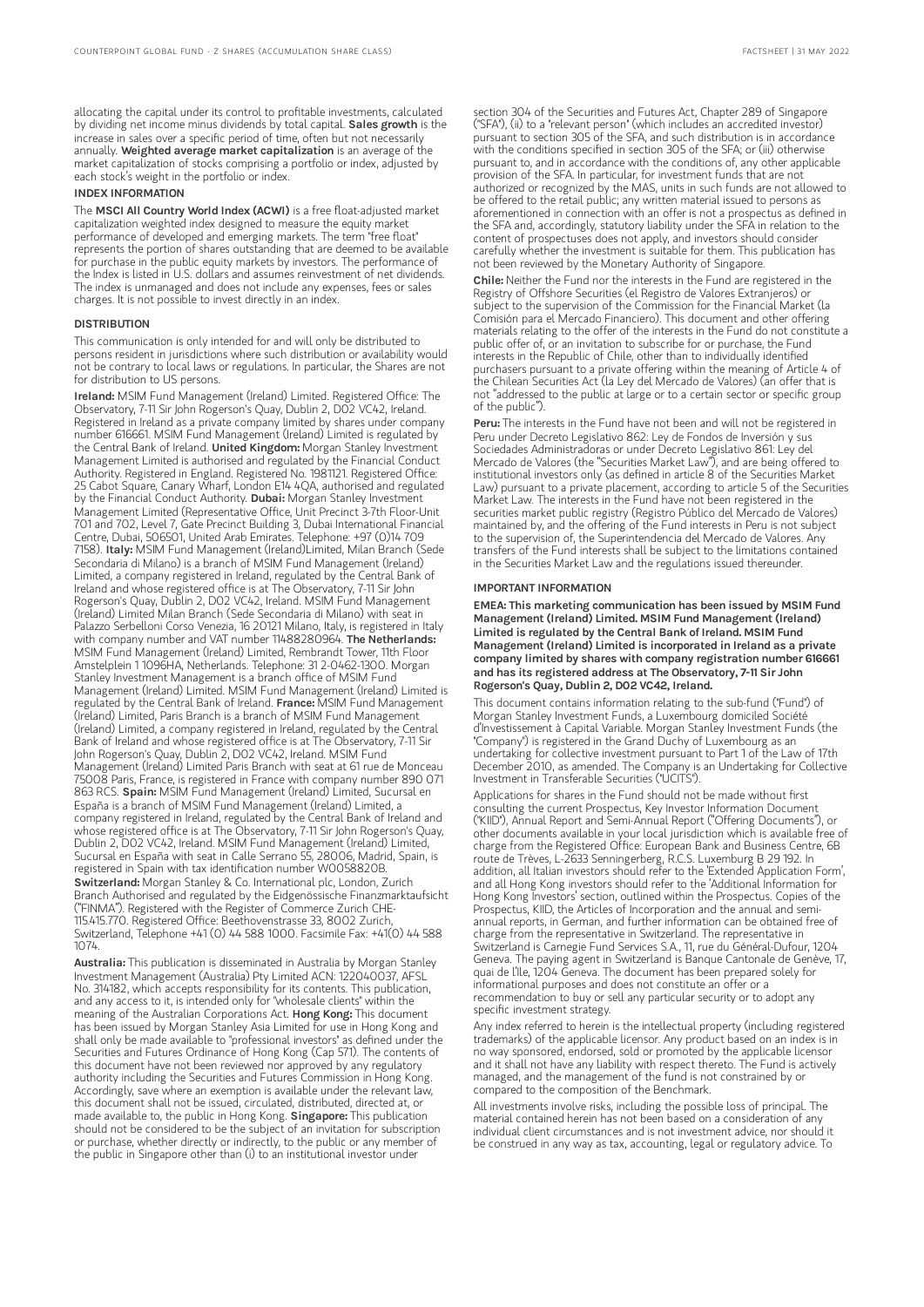allocating the capital under its control to profitable investments, calculated by dividing net income minus dividends by total capital. **Sales growth** is the increase in sales over a specific period of time, often but not necessarily annually. **Weighted average market capitalization** is an average of the market capitalization of stocks comprising a portfolio or index, adjusted by each stock's weight in the portfolio or index.

## INDEX INFORMATION

The **MSCI All Country World Index (ACWI)** is a free float-adjusted market capitalization weighted index designed to measure the equity market performance of developed and emerging markets. The term "free float" represents the portion of shares outstanding that are deemed to be available for purchase in the public equity markets by investors. The performance of the Index is listed in U.S. dollars and assumes reinvestment of net dividends. The index is unmanaged and does not include any expenses, fees or sales charges. It is not possible to invest directly in an index.

## DISTRIBUTION

This communication is only intended for and will only be distributed to persons resident in jurisdictions where such distribution or availability would not be contrary to local laws or regulations. In particular, the Shares are not for distribution to US persons.

**Ireland:** MSIM Fund Management (Ireland) Limited. Registered Office: The Observatory, 7-11 Sir John Rogerson's Quay, Dublin 2, D02 VC42, Ireland. Registered in Ireland as a private company limited by shares under company number 616661. MSIM Fund Management (Ireland) Limited is regulated by the Central Bank of Ireland. **United Kingdom:** Morgan Stanley Investment Management Limited is authorised and regulated by the Financial Conduct Authority. Registered in England. Registered No. 1981121. Registered Office: 25 Cabot Square, Canary Wharf, London E14 4QA, authorised and regulated by the Financial Conduct Authority. **Dubai:** Morgan Stanley Investment Management Limited (Representative Office, Unit Precinct 3-7th Floor-Unit 701 and 702, Level 7, Gate Precinct Building 3, Dubai International Financial Centre, Dubai, 506501, United Arab Emirates. Telephone: +97 (0)14 709 7158). **Italy:** MSIM Fund Management (Ireland)Limited, Milan Branch (Sede Secondaria di Milano) is a branch of MSIM Fund Management (Ireland) Limited, a company registered in Ireland, regulated by the Central Bank of Ireland and whose registered office is at The Observatory, 7-11 Sir John Rogerson's Quay, Dublin 2, D02 VC42, Ireland. MSIM Fund Management (Ireland) Limited Milan Branch (Sede Secondaria di Milano) with seat in Palazzo Serbelloni Corso Venezia, 16 20121 Milano, Italy, is registered in Italy with company number and VAT number 11488280964. **The Netherlands:** MSIM Fund Management (Ireland) Limited, Rembrandt Tower, 11th Floor Amstelplein 1 1096HA, Netherlands. Telephone: 31 2-0462-1300. Morgan Stanley Investment Management is a branch office of MSIM Fund Management (Ireland) Limited. MSIM Fund Management (Ireland) Limited is regulated by the Central Bank of Ireland. **France:** MSIM Fund Management (Ireland) Limited, Paris Branch is a branch of MSIM Fund Management (Ireland) Limited, a company registered in Ireland, regulated by the Central Bank of Ireland and whose registered office is at The Observatory, 7-11 Sir John Rogerson's Quay, Dublin 2, D02 VC42, Ireland. MSIM Fund Management (Ireland) Limited Paris Branch with seat at 61 rue de Monceau 75008 Paris, France, is registered in France with company number 890 071 863 RCS. **Spain:** MSIM Fund Management (Ireland) Limited, Sucursal en España is a branch of MSIM Fund Management (Ireland) Limited, a company registered in Ireland, regulated by the Central Bank of Ireland and whose registered office is at The Observatory, 7-11 Sir John Rogerson's Quay, Dublin 2, D02 VC42, Ireland. MSIM Fund Management (Ireland) Limited, Sucursal en España with seat in Calle Serrano 55, 28006, Madrid, Spain, is registered in Spain with tax identification number W0058820B. **Switzerland:** Morgan Stanley & Co. International plc, London, Zurich Branch Authorised and regulated by the Eidgenössische Finanzmarktaufsicht ("FINMA"). Registered with the Register of Commerce Zurich CHE-115.415.770. Registered Office: Beethovenstrasse 33, 8002 Zurich, Switzerland, Telephone +41 (0) 44 588 1000. Facsimile Fax: +41(0) 44 588 1074.

**Australia:** This publication is disseminated in Australia by Morgan Stanley Investment Management (Australia) Pty Limited ACN: 122040037, AFSL No. 314182, which accepts responsibility for its contents. This publication, and any access to it, is intended only for "wholesale clients" within the meaning of the Australian Corporations Act. **Hong Kong:** This document has been issued by Morgan Stanley Asia Limited for use in Hong Kong and shall only be made available to "professional investors" as defined under the Securities and Futures Ordinance of Hong Kong (Cap 571). The contents of this document have not been reviewed nor approved by any regulatory authority including the Securities and Futures Commission in Hong Kong. Accordingly, save where an exemption is available under the relevant law, this document shall not be issued, circulated, distributed, directed at, or made available to, the public in Hong Kong. **Singapore:** This publication should not be considered to be the subject of an invitation for subscription or purchase, whether directly or indirectly, to the public or any member of the public in Singapore other than (i) to an institutional investor under section 304 of the Securities and Futures Act, Chapter 289 of Singapore ("SFA"), (ii) to a "relevant person" (which includes an accredited investor) pursuant to section 305 of the SFA, and such distribution is in accordance with the conditions specified in section 305 of the SFA; or (iii) otherwise pursuant to, and in accordance with the conditions of, any other applicable provision of the SFA. In particular, for investment funds that are not authorized or recognized by the MAS, units in such funds are not allowed to be offered to the retail public; any written material issued to persons as aforementioned in connection with an offer is not a prospectus as defined in the SFA and, accordingly, statutory liability under the SFA in relation to the content of prospectuses does not apply, and investors should consider carefully whether the investment is suitable for them. This publication has not been reviewed by the Monetary Authority of Singapore.

**Chile:** Neither the Fund nor the interests in the Fund are registered in the Registry of Offshore Securities (el Registro de Valores Extranjeros) or subject to the supervision of the Commission for the Financial Market (la Comisión para el Mercado Financiero). This document and other offering materials relating to the offer of the interests in the Fund do not constitute a public offer of, or an invitation to subscribe for or purchase, the Fund interests in the Republic of Chile, other than to individually identified purchasers pursuant to a private offering within the meaning of Article 4 of the Chilean Securities Act (la Ley del Mercado de Valores) (an offer that is not "addressed to the public at large or to a certain sector or specific group of the public").

**Peru:** The interests in the Fund have not been and will not be registered in Peru under Decreto Legislativo 862: Ley de Fondos de Inversión y sus Sociedades Administradoras or under Decreto Legislativo 861: Ley del Mercado de Valores (the "Securities Market Law"), and are being offered to institutional investors only (as defined in article 8 of the Securities Market Law) pursuant to a private placement, according to article 5 of the Securities Market Law. The interests in the Fund have not been registered in the securities market public registry (Registro Público del Mercado de Valores) maintained by, and the offering of the Fund interests in Peru is not subject to the supervision of, the Superintendencia del Mercado de Valores. Any transfers of the Fund interests shall be subject to the limitations contained in the Securities Market Law and the regulations issued thereunder.

## IMPORTANT INFORMATION

**EMEA: This marketing communication has been issued by MSIM Fund Management (Ireland) Limited. MSIM Fund Management (Ireland) Limited is regulated by the Central Bank of Ireland. MSIM Fund Management (Ireland) Limited is incorporated in Ireland as a private company limited by shares with company registration number 616661 and has its registered address at The Observatory, 7-11 Sir John Rogerson's Quay, Dublin 2, D02 VC42, Ireland.**

This document contains information relating to the sub-fund ("Fund") of Morgan Stanley Investment Funds, a Luxembourg domiciled Société d'Investissement à Capital Variable. Morgan Stanley Investment Funds (the "Company") is registered in the Grand Duchy of Luxembourg as an undertaking for collective investment pursuant to Part 1 of the Law of 17th December 2010, as amended. The Company is an Undertaking for Collective Investment in Transferable Securities ("UCITS").

Applications for shares in the Fund should not be made without first consulting the current Prospectus, Key Investor Information Document ("KIID"), Annual Report and Semi-Annual Report ("Offering Documents"), or other documents available in your local jurisdiction which is available free of charge from the Registered Office: European Bank and Business Centre, 6B route de Trèves, L-2633 Senningerberg, R.C.S. Luxemburg B 29 192. In addition, all Italian investors should refer to the 'Extended Application Form', and all Hong Kong investors should refer to the 'Additional Information for Hong Kong Investors' section, outlined within the Prospectus. Copies of the Prospectus, KIID, the Articles of Incorporation and the annual and semi-annual reports, in German, and further information can be obtained free of charge from the representative in Switzerland. The representative in Switzerland is Carnegie Fund Services S.A., 11, rue du Général-Dufour, 1204 Geneva. The paying agent in Switzerland is Banque Cantonale de Genève, 17, quai de l'Ile, 1204 Geneva. The document has been prepared solely for informational purposes and does not constitute an offer or a recommendation to buy or sell any particular security or to adopt any specific investment strategy.

Any index referred to herein is the intellectual property (including registered trademarks) of the applicable licensor. Any product based on an index is in no way sponsored, endorsed, sold or promoted by the applicable licensor and it shall not have any liability with respect thereto. The Fund is actively managed, and the management of the fund is not constrained by or compared to the composition of the Benchmark.

All investments involve risks, including the possible loss of principal. The material contained herein has not been based on a consideration of any individual client circumstances and is not investment advice, nor should it be construed in any way as tax, accounting, legal or regulatory advice. To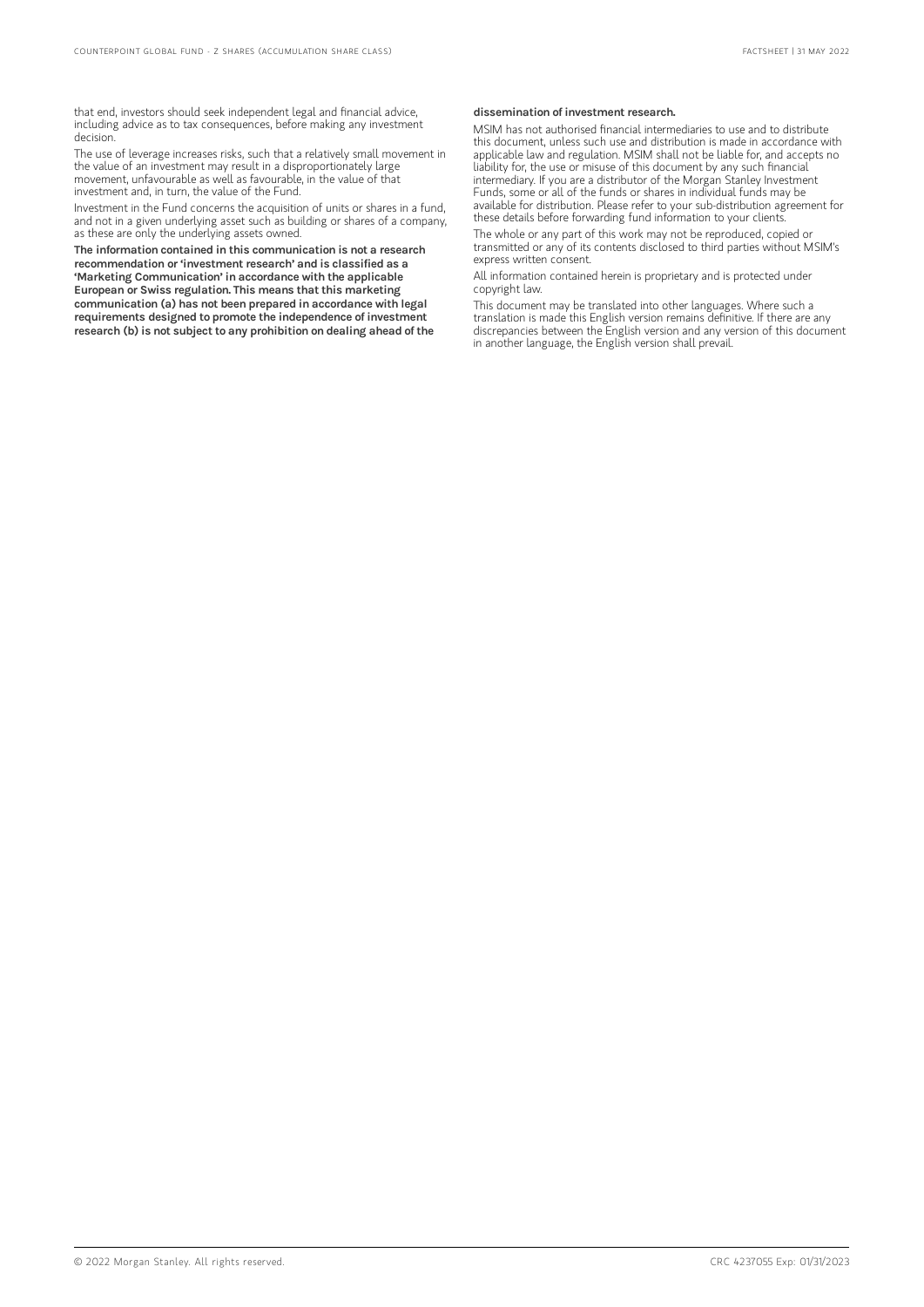that end, investors should seek independent legal and financial advice, including advice as to tax consequences, before making any investment decision.

The use of leverage increases risks, such that a relatively small movement in the value of an investment may result in a disproportionately large movement, unfavourable as well as favourable, in the value of that investment and, in turn, the value of the Fund.

Investment in the Fund concerns the acquisition of units or shares in a fund, and not in a given underlying asset such as building or shares of a company, as these are only the underlying assets owned.

**The information contained in this communication is not a research recommendation or 'investment research' and is classified as a 'Marketing Communication' in accordance with the applicable European or Swiss regulation. This means that this marketing communication (a) has not been prepared in accordance with legal requirements designed to promote the independence of investment research (b) is not subject to any prohibition on dealing ahead of the dissemination of investment research.**

MSIM has not authorised financial intermediaries to use and to distribute this document, unless such use and distribution is made in accordance with applicable law and regulation. MSIM shall not be liable for, and accepts no liability for, the use or misuse of this document by any such financial intermediary. If you are a distributor of the Morgan Stanley Investment Funds, some or all of the funds or shares in individual funds may be available for distribution. Please refer to your sub-distribution agreement for these details before forwarding fund information to your clients.

The whole or any part of this work may not be reproduced, copied or transmitted or any of its contents disclosed to third parties without MSIM's express written consent.

All information contained herein is proprietary and is protected under copyright law.

This document may be translated into other languages. Where such a translation is made this English version remains definitive. If there are any discrepancies between the English version and any version of this document in another language, the English version shall prevail.

© 2022 Morgan Stanley. All rights reserved.

CRC 4237055 Exp: 01/31/2023